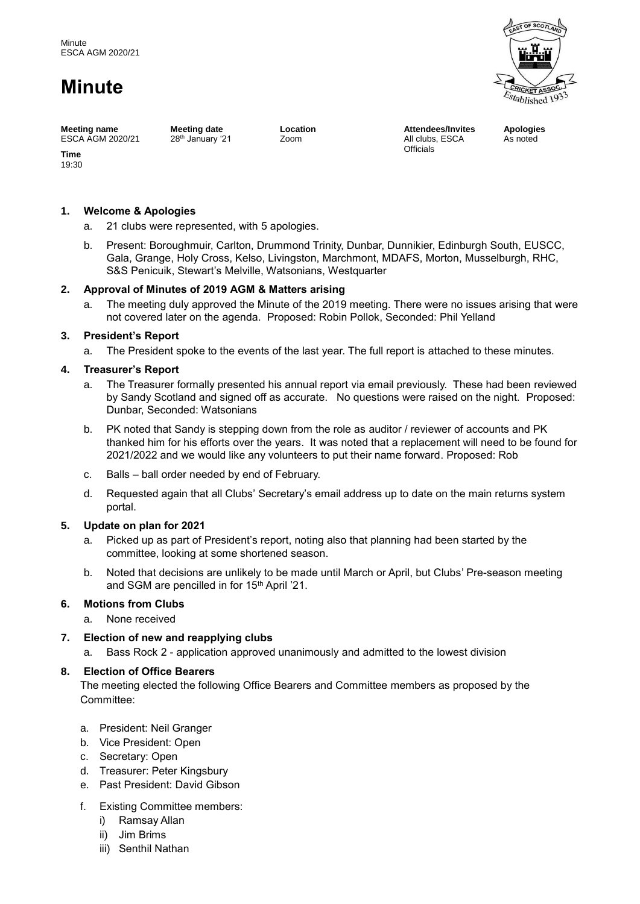# Minute

| Meeting name | Meeting date | Location | Attendees/Invites | Apologies |
|---|---|---|---|---|
| ESCA AGM 2020/21 | 28th January '21 | Zoom | All clubs, ESCA Officials | As noted |

**Time**
19:30

### 1. Welcome & Apologies

a. 21 clubs were represented, with 5 apologies.

b. Present: Boroughmuir, Carlton, Drummond Trinity, Dunbar, Dunnikier, Edinburgh South, EUSCC, Gala, Grange, Holy Cross, Kelso, Livingston, Marchmont, MDAFS, Morton, Musselburgh, RHC, S&S Penicuik, Stewart's Melville, Watsonians, Westquarter

### 2. Approval of Minutes of 2019 AGM & Matters arising

a. The meeting duly approved the Minute of the 2019 meeting. There were no issues arising that were not covered later on the agenda. Proposed: Robin Pollok, Seconded: Phil Yelland

### 3. President's Report

a. The President spoke to the events of the last year. The full report is attached to these minutes.

### 4. Treasurer's Report

a. The Treasurer formally presented his annual report via email previously. These had been reviewed by Sandy Scotland and signed off as accurate. No questions were raised on the night. Proposed: Dunbar, Seconded: Watsonians

b. PK noted that Sandy is stepping down from the role as auditor / reviewer of accounts and PK thanked him for his efforts over the years. It was noted that a replacement will need to be found for 2021/2022 and we would like any volunteers to put their name forward. Proposed: Rob

c. Balls – ball order needed by end of February.

d. Requested again that all Clubs' Secretary's email address up to date on the main returns system portal.

### 5. Update on plan for 2021

a. Picked up as part of President's report, noting also that planning had been started by the committee, looking at some shortened season.

b. Noted that decisions are unlikely to be made until March or April, but Clubs' Pre-season meeting and SGM are pencilled in for 15th April '21.

### 6. Motions from Clubs

a. None received

### 7. Election of new and reapplying clubs

a. Bass Rock 2 - application approved unanimously and admitted to the lowest division

### 8. Election of Office Bearers

The meeting elected the following Office Bearers and Committee members as proposed by the Committee:

a. President: Neil Granger
b. Vice President: Open
c. Secretary: Open
d. Treasurer: Peter Kingsbury
e. Past President: David Gibson

f. Existing Committee members:
   i) Ramsay Allan
   ii) Jim Brims
   iii) Senthil Nathan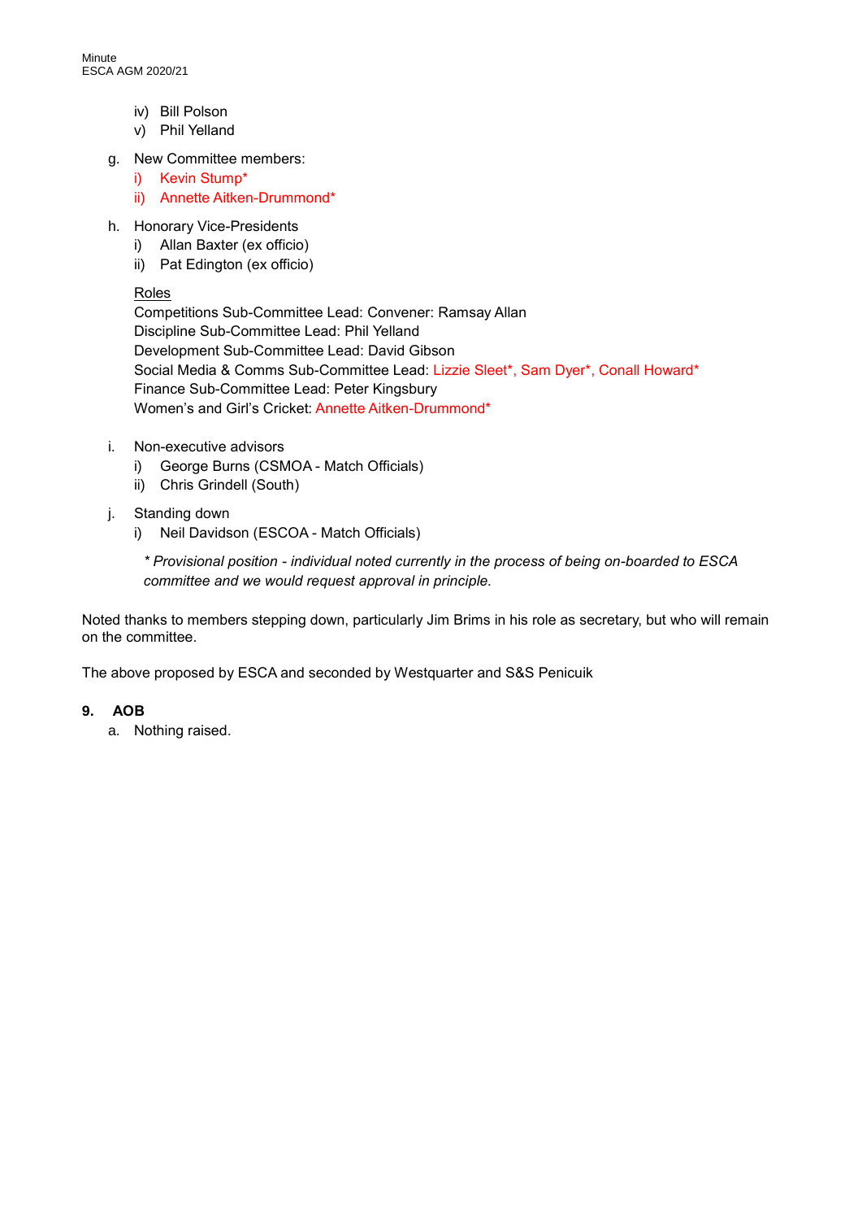iv) Bill Polson
v) Phil Yelland

g. New Committee members:
   i) Kevin Stump*
   ii) Annette Aitken-Drummond*

h. Honorary Vice-Presidents
   i) Allan Baxter (ex officio)
   ii) Pat Edington (ex officio)

   Roles
   Competitions Sub-Committee Lead: Convener: Ramsay Allan
   Discipline Sub-Committee Lead: Phil Yelland
   Development Sub-Committee Lead: David Gibson
   Social Media & Comms Sub-Committee Lead: Lizzie Sleet*, Sam Dyer*, Conall Howard*
   Finance Sub-Committee Lead: Peter Kingsbury
   Women's and Girl's Cricket: Annette Aitken-Drummond*

i. Non-executive advisors
   i) George Burns (CSMOA - Match Officials)
   ii) Chris Grindell (South)

j. Standing down
   i) Neil Davidson (ESCOA - Match Officials)

   *\* Provisional position - individual noted currently in the process of being on-boarded to ESCA committee and we would request approval in principle.*

Noted thanks to members stepping down, particularly Jim Brims in his role as secretary, but who will remain on the committee.

The above proposed by ESCA and seconded by Westquarter and S&S Penicuik

**9. AOB**

a. Nothing raised.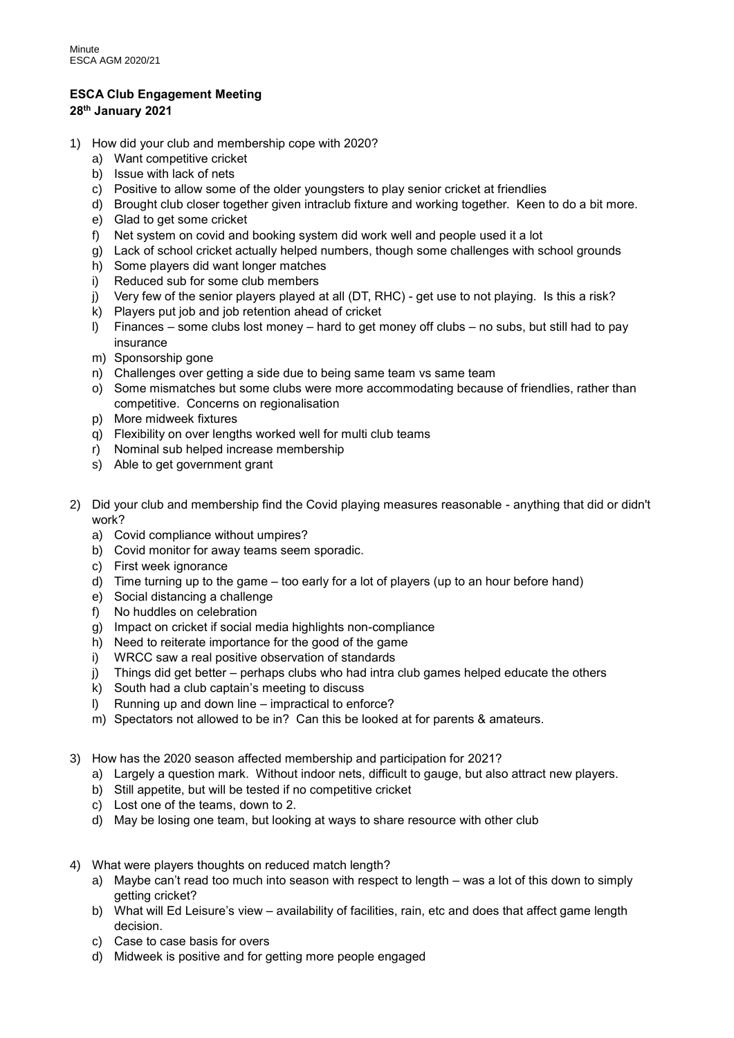Minute
ESCA AGM 2020/21

**ESCA Club Engagement Meeting**
**28th January 2021**

1) How did your club and membership cope with 2020?
   a) Want competitive cricket
   b) Issue with lack of nets
   c) Positive to allow some of the older youngsters to play senior cricket at friendlies
   d) Brought club closer together given intraclub fixture and working together. Keen to do a bit more.
   e) Glad to get some cricket
   f) Net system on covid and booking system did work well and people used it a lot
   g) Lack of school cricket actually helped numbers, though some challenges with school grounds
   h) Some players did want longer matches
   i) Reduced sub for some club members
   j) Very few of the senior players played at all (DT, RHC) - get use to not playing. Is this a risk?
   k) Players put job and job retention ahead of cricket
   l) Finances – some clubs lost money – hard to get money off clubs – no subs, but still had to pay insurance
   m) Sponsorship gone
   n) Challenges over getting a side due to being same team vs same team
   o) Some mismatches but some clubs were more accommodating because of friendlies, rather than competitive. Concerns on regionalisation
   p) More midweek fixtures
   q) Flexibility on over lengths worked well for multi club teams
   r) Nominal sub helped increase membership
   s) Able to get government grant

2) Did your club and membership find the Covid playing measures reasonable - anything that did or didn't work?
   a) Covid compliance without umpires?
   b) Covid monitor for away teams seem sporadic.
   c) First week ignorance
   d) Time turning up to the game – too early for a lot of players (up to an hour before hand)
   e) Social distancing a challenge
   f) No huddles on celebration
   g) Impact on cricket if social media highlights non-compliance
   h) Need to reiterate importance for the good of the game
   i) WRCC saw a real positive observation of standards
   j) Things did get better – perhaps clubs who had intra club games helped educate the others
   k) South had a club captain's meeting to discuss
   l) Running up and down line – impractical to enforce?
   m) Spectators not allowed to be in? Can this be looked at for parents & amateurs.

3) How has the 2020 season affected membership and participation for 2021?
   a) Largely a question mark. Without indoor nets, difficult to gauge, but also attract new players.
   b) Still appetite, but will be tested if no competitive cricket
   c) Lost one of the teams, down to 2.
   d) May be losing one team, but looking at ways to share resource with other club

4) What were players thoughts on reduced match length?
   a) Maybe can't read too much into season with respect to length – was a lot of this down to simply getting cricket?
   b) What will Ed Leisure's view – availability of facilities, rain, etc and does that affect game length decision.
   c) Case to case basis for overs
   d) Midweek is positive and for getting more people engaged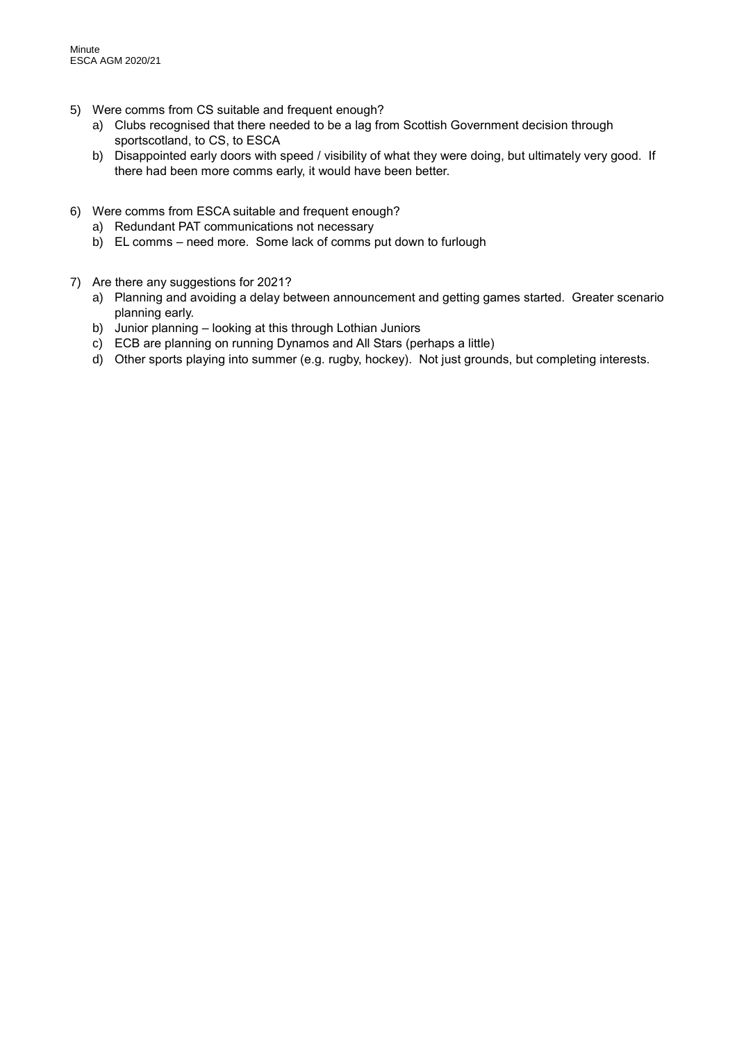5) Were comms from CS suitable and frequent enough?
   a) Clubs recognised that there needed to be a lag from Scottish Government decision through sportscotland, to CS, to ESCA
   b) Disappointed early doors with speed / visibility of what they were doing, but ultimately very good. If there had been more comms early, it would have been better.

6) Were comms from ESCA suitable and frequent enough?
   a) Redundant PAT communications not necessary
   b) EL comms – need more. Some lack of comms put down to furlough

7) Are there any suggestions for 2021?
   a) Planning and avoiding a delay between announcement and getting games started. Greater scenario planning early.
   b) Junior planning – looking at this through Lothian Juniors
   c) ECB are planning on running Dynamos and All Stars (perhaps a little)
   d) Other sports playing into summer (e.g. rugby, hockey). Not just grounds, but completing interests.